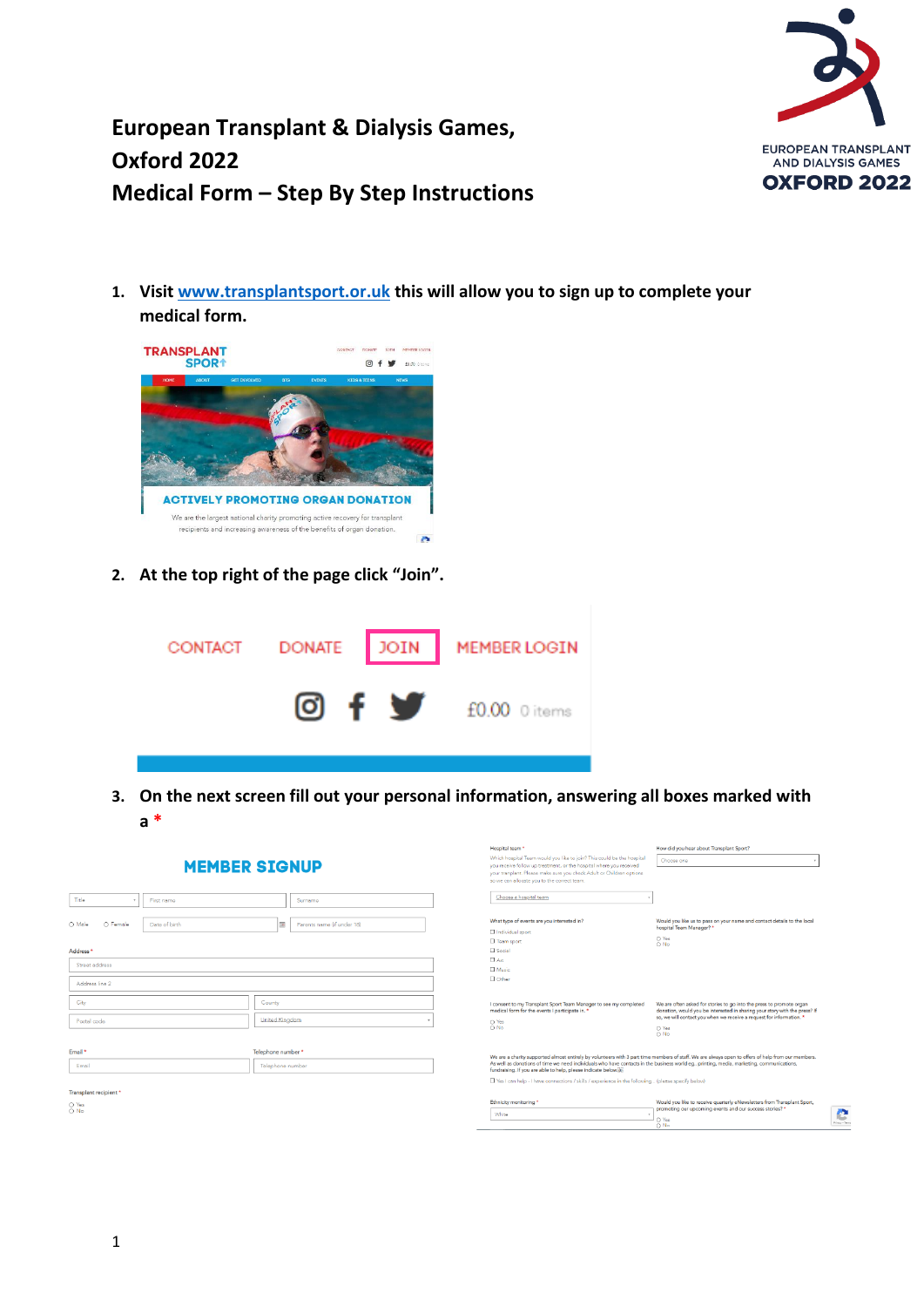# European Transplant & Dialysis Games, Oxford 2022
# Medical Form – Step By Step Instructions

1. **Visit [www.transplantsport.or.uk](http://www.transplantsport.or.uk) this will allow you to sign up to complete your medical form.**

2. **At the top right of the page click "Join".**

3. **On the next screen fill out your personal information, answering all boxes marked with a *\***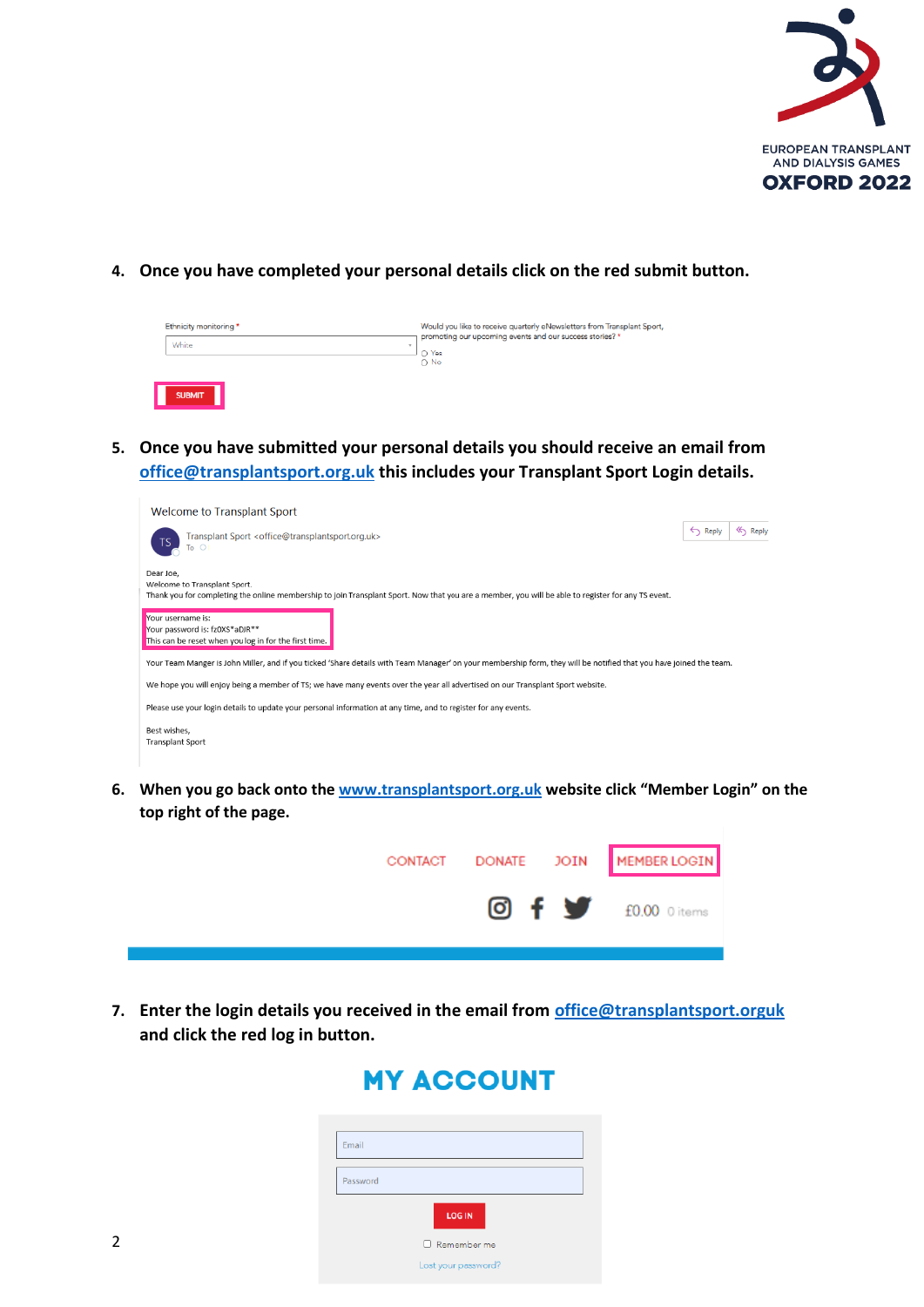4. **Once you have completed your personal details click on the red submit button.**

Ethnicity monitoring *

White

Would you like to receive quarterly eNewsletters from Transplant Sport, promoting our upcoming events and our success stories? *

Yes

No

SUBMIT

5. **Once you have submitted your personal details you should receive an email from office@transplantsport.org.uk this includes your Transplant Sport Login details.**

Welcome to Transplant Sport

Transplant Sport <office@transplantsport.org.uk>

To

Dear Joe,

Welcome to Transplant Sport.

Thank you for completing the online membership to join Transplant Sport. Now that you are a member, you will be able to register for any TS event.

Your username is:
Your password is: fz0XS*aDJR**
This can be reset when you log in for the first time.

Your Team Manger is John Miller, and if you ticked 'Share details with Team Manager' on your membership form, they will be notified that you have joined the team.

We hope you will enjoy being a member of TS; we have many events over the year all advertised on our Transplant Sport website.

Please use your login details to update your personal information at any time, and to register for any events.

Best wishes,
Transplant Sport

6. **When you go back onto the www.transplantsport.org.uk website click "Member Login" on the top right of the page.**

CONTACT DONATE JOIN MEMBER LOGIN

£0.00 0 items

7. **Enter the login details you received in the email from office@transplantsport.orguk and click the red log in button.**

MY ACCOUNT

Email

Password

LOG IN

Remember me

Lost your password?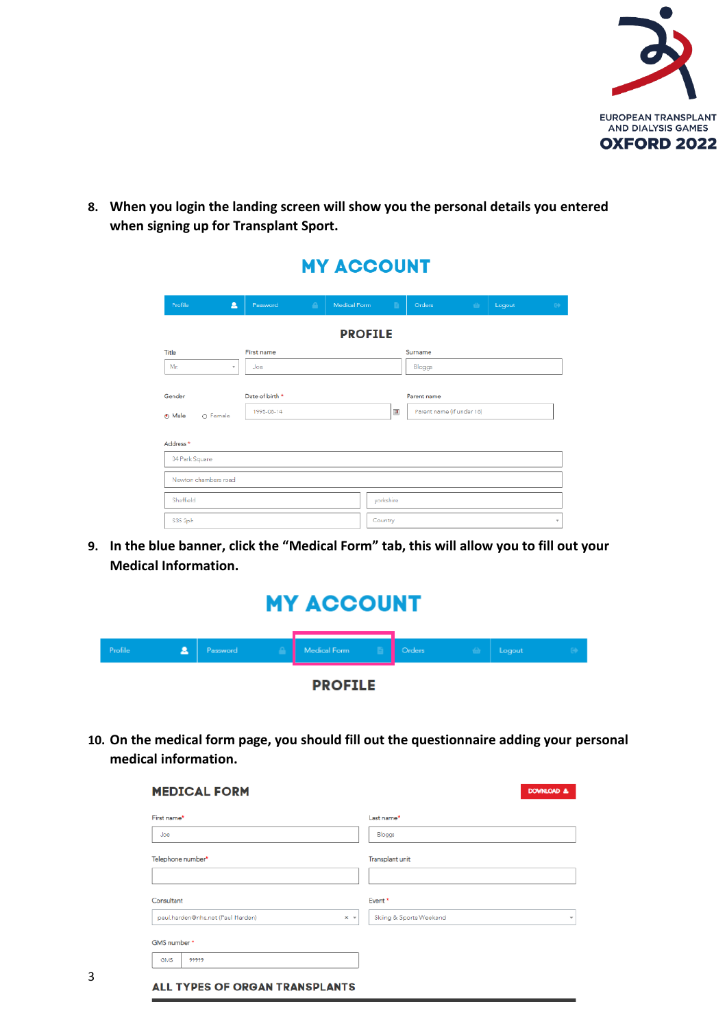8. **When you login the landing screen will show you the personal details you entered when signing up for Transplant Sport.**

MY ACCOUNT

Profile | Password | Medical Form | Orders | Logout

PROFILE

Title: Mr
First name: Joe
Surname: Bloggs

Gender: Male / Female
Date of birth *: 1995-05-14
Parent name: Parent name (if under 18)

Address *
24 Park Square
Newton chambers road
Sheffield
yorkshire
S35 2ph
Country

9. **In the blue banner, click the "Medical Form" tab, this will allow you to fill out your Medical Information.**

MY ACCOUNT

Profile | Password | Medical Form | Orders | Logout

PROFILE

10. **On the medical form page, you should fill out the questionnaire adding your personal medical information.**

MEDICAL FORM

DOWNLOAD

First name*: Joe
Last name*: Bloggs
Telephone number*:
Transplant unit:
Consultant: paul.harden@nhs.net (Paul Harden)
Event *: Skiing & Sports Weekend
GMS number *: GMS 99999

ALL TYPES OF ORGAN TRANSPLANTS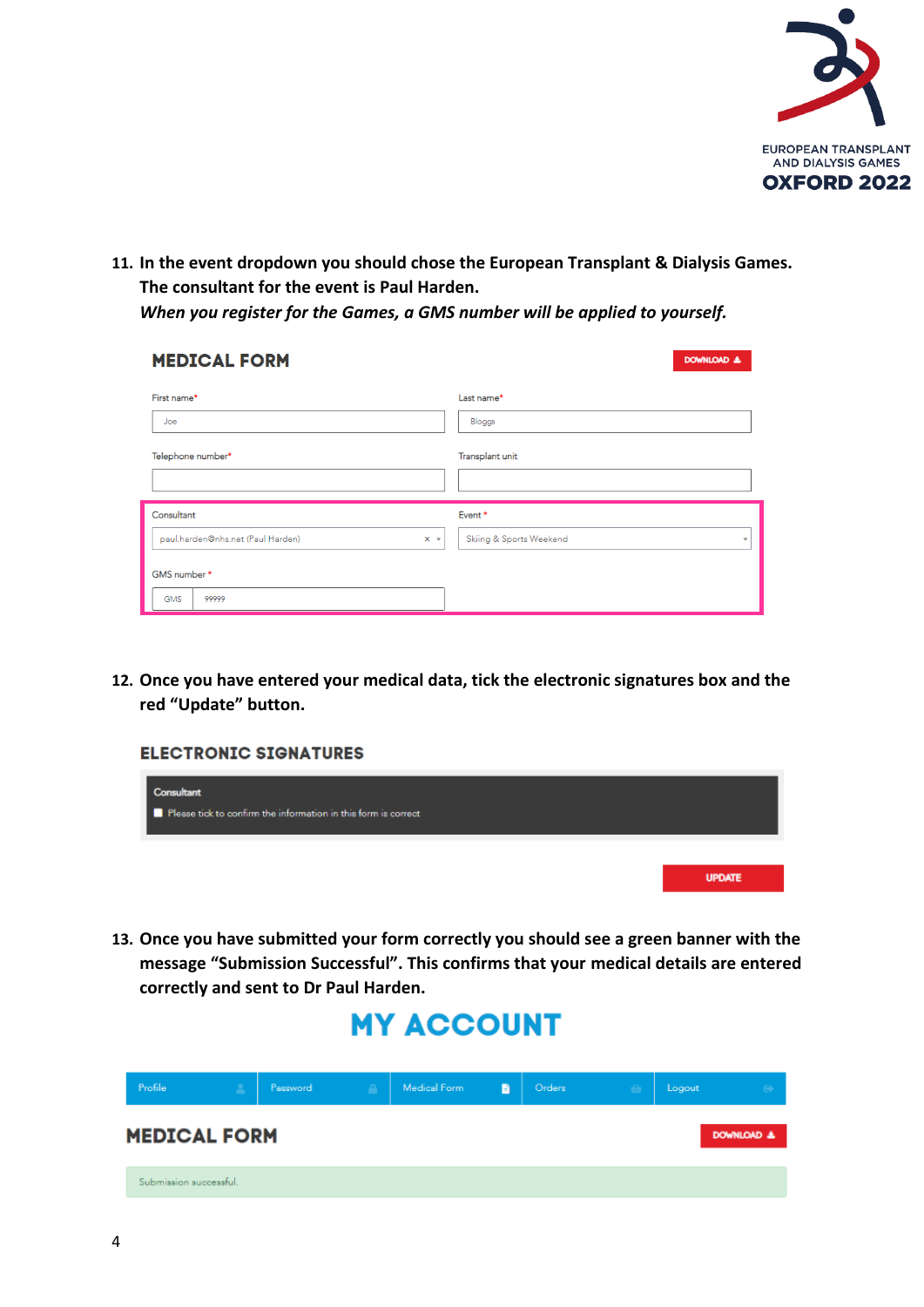11. **In the event dropdown you should chose the European Transplant & Dialysis Games. The consultant for the event is Paul Harden.**
    ***When you register for the Games, a GMS number will be applied to yourself.***

MEDICAL FORM

DOWNLOAD

First name* Joe

Last name* Bloggs

Telephone number*

Transplant unit

Consultant paul.harden@nhs.net (Paul Harden)

Event * Skiing & Sports Weekend

GMS number * GMS 99999

12. **Once you have entered your medical data, tick the electronic signatures box and the red "Update" button.**

ELECTRONIC SIGNATURES

Consultant

Please tick to confirm the information in this form is correct

UPDATE

13. **Once you have submitted your form correctly you should see a green banner with the message "Submission Successful". This confirms that your medical details are entered correctly and sent to Dr Paul Harden.**

MY ACCOUNT

Profile | Password | Medical Form | Orders | Logout

MEDICAL FORM

DOWNLOAD

Submission successful.